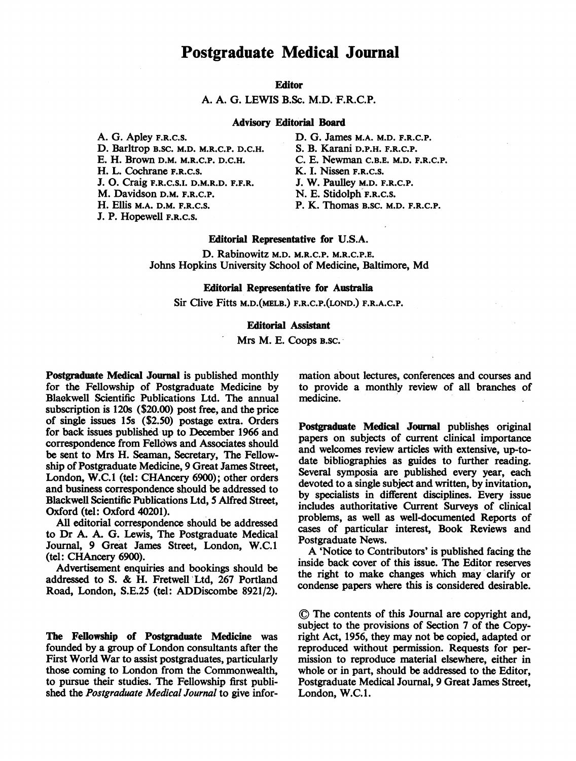# Postgraduate Medical Journal

**Editor**

A. A. G. LEWIS B.Sc. M.D. F.R.C.P.

**Advisory Editorial Board**

A. G. Apley F.R.C.S.
D. Barltrop B.SC. M.D. M.R.C.P. D.C.H.
E. H. Brown D.M. M.R.C.P. D.C.H.
H. L. Cochrane F.R.C.S.
J. O. Craig F.R.C.S.I. D.M.R.D. F.F.R.
M. Davidson D.M. F.R.C.P.
H. Ellis M.A. D.M. F.R.C.S.
J. P. Hopewell F.R.C.S.
D. G. James M.A. M.D. F.R.C.P.
S. B. Karani D.P.H. F.R.C.P.
C. E. Newman C.B.E. M.D. F.R.C.P.
K. I. Nissen F.R.C.S.
J. W. Paulley M.D. F.R.C.P.
N. E. Stidolph F.R.C.S.
P. K. Thomas B.SC. M.D. F.R.C.P.

**Editorial Representative for U.S.A.**

D. Rabinowitz M.D. M.R.C.P. M.R.C.P.E.
Johns Hopkins University School of Medicine, Baltimore, Md

**Editorial Representative for Australia**

Sir Clive Fitts M.D.(MELB.) F.R.C.P.(LOND.) F.R.A.C.P.

**Editorial Assistant**

Mrs M. E. Coops B.SC.

**Postgraduate Medical Journal** is published monthly for the Fellowship of Postgraduate Medicine by Blackwell Scientific Publications Ltd. The annual subscription is 120s ($20.00) post free, and the price of single issues 15s ($2.50) postage extra. Orders for back issues published up to December 1966 and correspondence from Fellows and Associates should be sent to Mrs H. Seaman, Secretary, The Fellowship of Postgraduate Medicine, 9 Great James Street, London, W.C.1 (tel: CHAncery 6900); other orders and business correspondence should be addressed to Blackwell Scientific Publications Ltd, 5 Alfred Street, Oxford (tel: Oxford 40201).

All editorial correspondence should be addressed to Dr A. A. G. Lewis, The Postgraduate Medical Journal, 9 Great James Street, London, W.C.1 (tel: CHAncery 6900).

Advertisement enquiries and bookings should be addressed to S. & H. Fretwell Ltd, 267 Portland Road, London, S.E.25 (tel: ADDiscombe 8921/2).

**The Fellowship of Postgraduate Medicine** was founded by a group of London consultants after the First World War to assist postgraduates, particularly those coming to London from the Commonwealth, to pursue their studies. The Fellowship first published the *Postgraduate Medical Journal* to give information about lectures, conferences and courses and to provide a monthly review of all branches of medicine.

**Postgraduate Medical Journal** publishes original papers on subjects of current clinical importance and welcomes review articles with extensive, up-to-date bibliographies as guides to further reading. Several symposia are published every year, each devoted to a single subject and written, by invitation, by specialists in different disciplines. Every issue includes authoritative Current Surveys of clinical problems, as well as well-documented Reports of cases of particular interest, Book Reviews and Postgraduate News.

A 'Notice to Contributors' is published facing the inside back cover of this issue. The Editor reserves the right to make changes which may clarify or condense papers where this is considered desirable.

© The contents of this Journal are copyright and, subject to the provisions of Section 7 of the Copyright Act, 1956, they may not be copied, adapted or reproduced without permission. Requests for permission to reproduce material elsewhere, either in whole or in part, should be addressed to the Editor, Postgraduate Medical Journal, 9 Great James Street, London, W.C.1.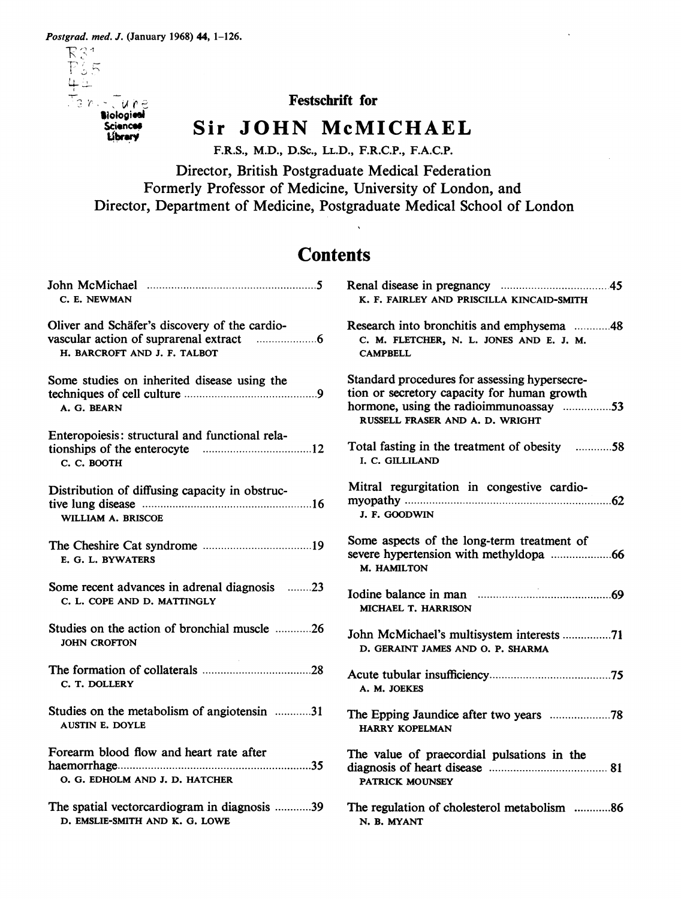Festschrift for

# Sir JOHN McMICHAEL

F.R.S., M.D., D.Sc., LL.D., F.R.C.P., F.A.C.P.

Director, British Postgraduate Medical Federation
Formerly Professor of Medicine, University of London, and
Director, Department of Medicine, Postgraduate Medical School of London

## Contents

John McMichael ..... 5
C. E. NEWMAN

Oliver and Schäfer's discovery of the cardiovascular action of suprarenal extract ..... 6
H. BARCROFT AND J. F. TALBOT

Some studies on inherited disease using the techniques of cell culture ..... 9
A. G. BEARN

Enteropoiesis: structural and functional relationships of the enterocyte ..... 12
C. C. BOOTH

Distribution of diffusing capacity in obstructive lung disease ..... 16
WILLIAM A. BRISCOE

The Cheshire Cat syndrome ..... 19
E. G. L. BYWATERS

Some recent advances in adrenal diagnosis ..... 23
C. L. COPE AND D. MATTINGLY

Studies on the action of bronchial muscle ..... 26
JOHN CROFTON

The formation of collaterals ..... 28
C. T. DOLLERY

Studies on the metabolism of angiotensin ..... 31
AUSTIN E. DOYLE

Forearm blood flow and heart rate after haemorrhage ..... 35
O. G. EDHOLM AND J. D. HATCHER

The spatial vectorcardiogram in diagnosis ..... 39
D. EMSLIE-SMITH AND K. G. LOWE

Renal disease in pregnancy ..... 45
K. F. FAIRLEY AND PRISCILLA KINCAID-SMITH

Research into bronchitis and emphysema ..... 48
C. M. FLETCHER, N. L. JONES AND E. J. M. CAMPBELL

Standard procedures for assessing hypersecretion or secretory capacity for human growth hormone, using the radioimmunoassay ..... 53
RUSSELL FRASER AND A. D. WRIGHT

Total fasting in the treatment of obesity ..... 58
I. C. GILLILAND

Mitral regurgitation in congestive cardiomyopathy ..... 62
J. F. GOODWIN

Some aspects of the long-term treatment of severe hypertension with methyldopa ..... 66
M. HAMILTON

Iodine balance in man ..... 69
MICHAEL T. HARRISON

John McMichael's multisystem interests ..... 71
D. GERAINT JAMES AND O. P. SHARMA

Acute tubular insufficiency ..... 75
A. M. JOEKES

The Epping Jaundice after two years ..... 78
HARRY KOPELMAN

The value of praecordial pulsations in the diagnosis of heart disease ..... 81
PATRICK MOUNSEY

The regulation of cholesterol metabolism ..... 86
N. B. MYANT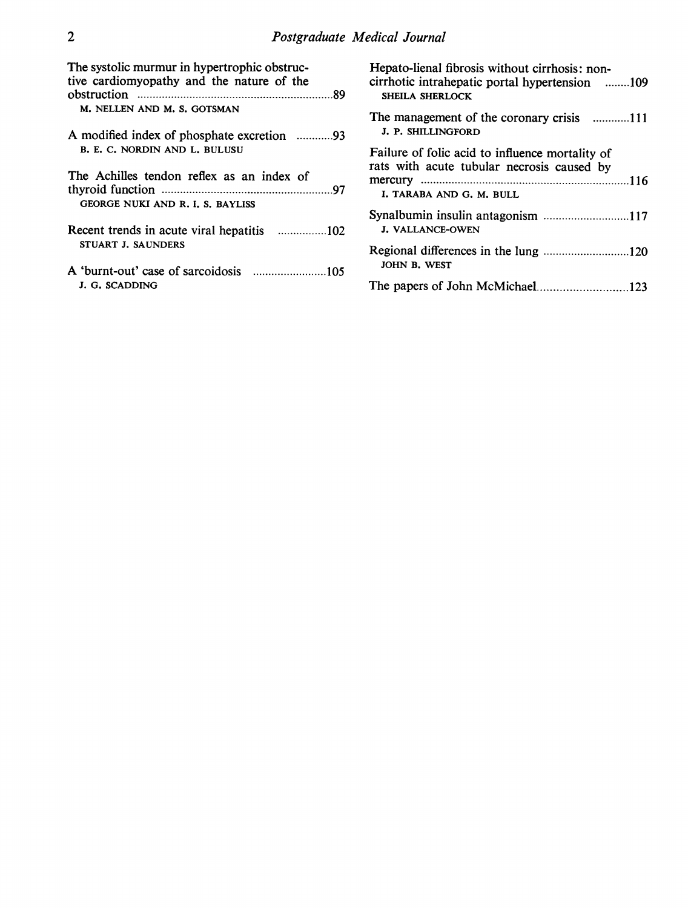The systolic murmur in hypertrophic obstructive cardiomyopathy and the nature of the obstruction ........89
M. NELLEN AND M. S. GOTSMAN

A modified index of phosphate excretion ........93
B. E. C. NORDIN AND L. BULUSU

The Achilles tendon reflex as an index of thyroid function ........97
GEORGE NUKI AND R. I. S. BAYLISS

Recent trends in acute viral hepatitis ........102
STUART J. SAUNDERS

A 'burnt-out' case of sarcoidosis ........105
J. G. SCADDING

Hepato-lienal fibrosis without cirrhosis: non-cirrhotic intrahepatic portal hypertension ........109
SHEILA SHERLOCK

The management of the coronary crisis ........111
J. P. SHILLINGFORD

Failure of folic acid to influence mortality of rats with acute tubular necrosis caused by mercury ........116
I. TARABA AND G. M. BULL

Synalbumin insulin antagonism ........117
J. VALLANCE-OWEN

Regional differences in the lung ........120
JOHN B. WEST

The papers of John McMichael........123